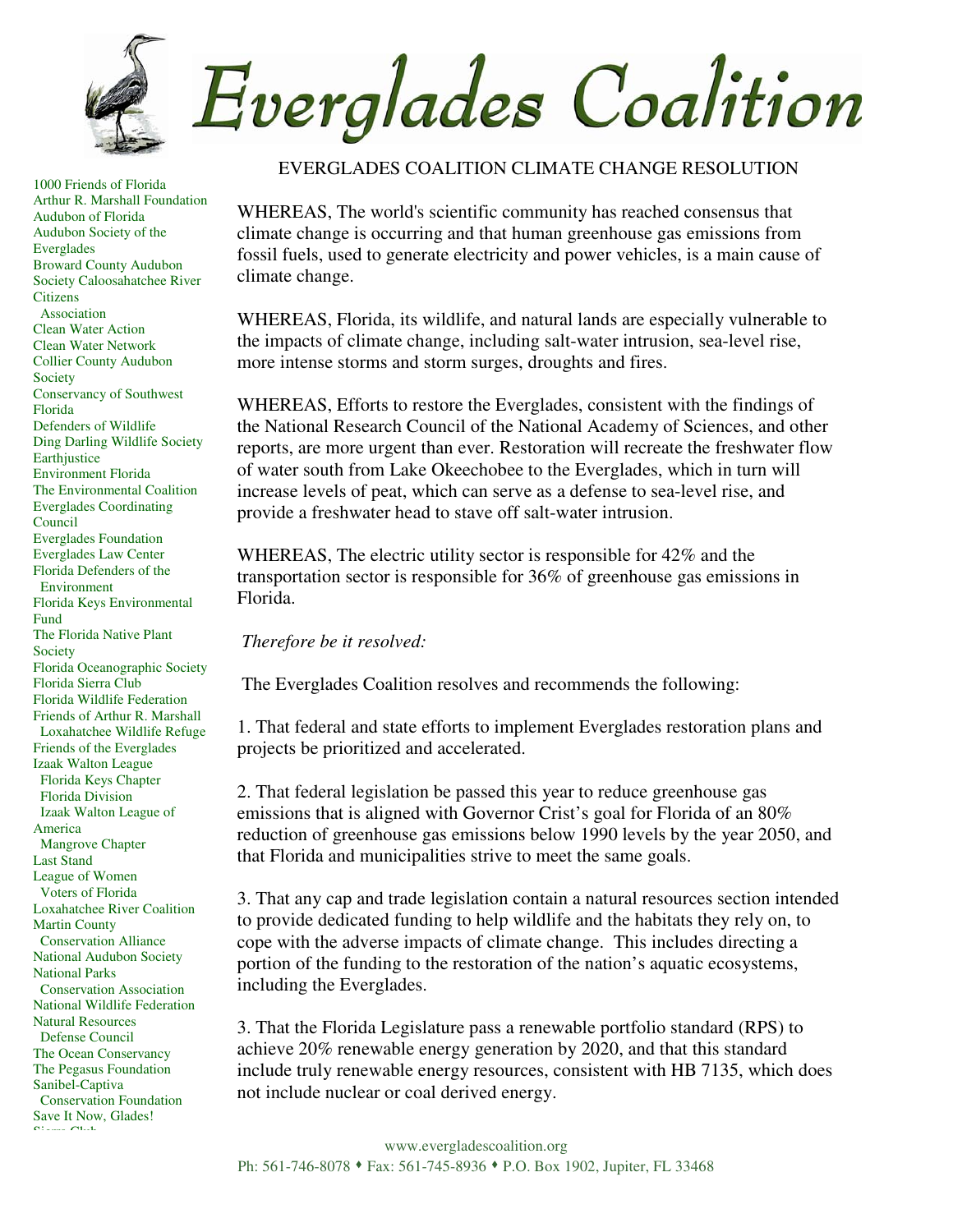# Everglades Coalition

1000 Friends of Florida
Arthur R. Marshall Foundation
Audubon of Florida
Audubon Society of the Everglades
Broward County Audubon Society
Caloosahatchee River Citizens Association
Clean Water Action
Clean Water Network
Collier County Audubon Society
Conservancy of Southwest Florida
Defenders of Wildlife
Ding Darling Wildlife Society
Earthjustice
Environment Florida
The Environmental Coalition
Everglades Coordinating Council
Everglades Foundation
Everglades Law Center
Florida Defenders of the Environment
Florida Keys Environmental Fund
The Florida Native Plant Society
Florida Oceanographic Society
Florida Sierra Club
Florida Wildlife Federation
Friends of Arthur R. Marshall Loxahatchee Wildlife Refuge
Friends of the Everglades
Izaak Walton League
Florida Keys Chapter
Florida Division
Izaak Walton League of America
Mangrove Chapter
Last Stand
League of Women Voters of Florida
Loxahatchee River Coalition
Martin County Conservation Alliance
National Audubon Society
National Parks Conservation Association
National Wildlife Federation
Natural Resources Defense Council
The Ocean Conservancy
The Pegasus Foundation
Sanibel-Captiva Conservation Foundation
Save It Now, Glades!
Sierra Club

## EVERGLADES COALITION CLIMATE CHANGE RESOLUTION

WHEREAS, The world's scientific community has reached consensus that climate change is occurring and that human greenhouse gas emissions from fossil fuels, used to generate electricity and power vehicles, is a main cause of climate change.

WHEREAS, Florida, its wildlife, and natural lands are especially vulnerable to the impacts of climate change, including salt-water intrusion, sea-level rise, more intense storms and storm surges, droughts and fires.

WHEREAS, Efforts to restore the Everglades, consistent with the findings of the National Research Council of the National Academy of Sciences, and other reports, are more urgent than ever. Restoration will recreate the freshwater flow of water south from Lake Okeechobee to the Everglades, which in turn will increase levels of peat, which can serve as a defense to sea-level rise, and provide a freshwater head to stave off salt-water intrusion.

WHEREAS, The electric utility sector is responsible for 42% and the transportation sector is responsible for 36% of greenhouse gas emissions in Florida.

*Therefore be it resolved:*

The Everglades Coalition resolves and recommends the following:

1. That federal and state efforts to implement Everglades restoration plans and projects be prioritized and accelerated.

2. That federal legislation be passed this year to reduce greenhouse gas emissions that is aligned with Governor Crist's goal for Florida of an 80% reduction of greenhouse gas emissions below 1990 levels by the year 2050, and that Florida and municipalities strive to meet the same goals.

3. That any cap and trade legislation contain a natural resources section intended to provide dedicated funding to help wildlife and the habitats they rely on, to cope with the adverse impacts of climate change. This includes directing a portion of the funding to the restoration of the nation's aquatic ecosystems, including the Everglades.

3. That the Florida Legislature pass a renewable portfolio standard (RPS) to achieve 20% renewable energy generation by 2020, and that this standard include truly renewable energy resources, consistent with HB 7135, which does not include nuclear or coal derived energy.

www.evergladescoalition.org
Ph: 561-746-8078 ♦ Fax: 561-745-8936 ♦ P.O. Box 1902, Jupiter, FL 33468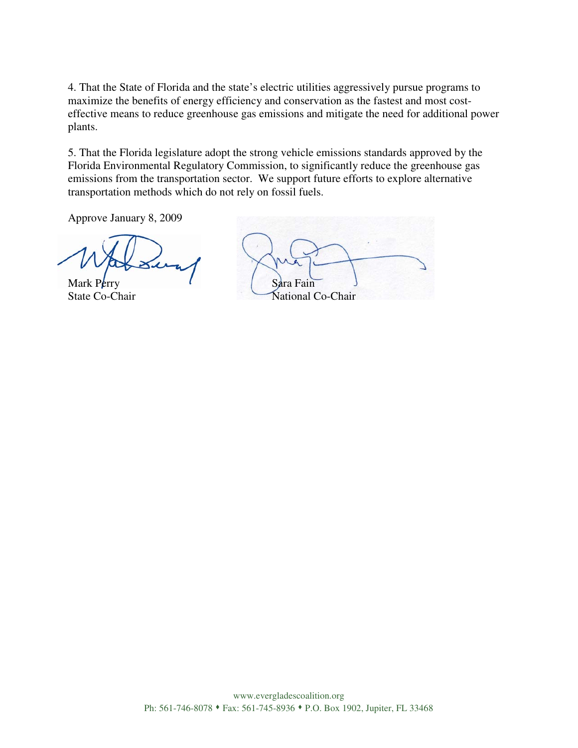4. That the State of Florida and the state's electric utilities aggressively pursue programs to maximize the benefits of energy efficiency and conservation as the fastest and most cost-effective means to reduce greenhouse gas emissions and mitigate the need for additional power plants.

5. That the Florida legislature adopt the strong vehicle emissions standards approved by the Florida Environmental Regulatory Commission, to significantly reduce the greenhouse gas emissions from the transportation sector. We support future efforts to explore alternative transportation methods which do not rely on fossil fuels.

Approve January 8, 2009

Mark Perry
State Co-Chair

Sara Fain
National Co-Chair

www.evergladescoalition.org
Ph: 561-746-8078 • Fax: 561-745-8936 • P.O. Box 1902, Jupiter, FL 33468